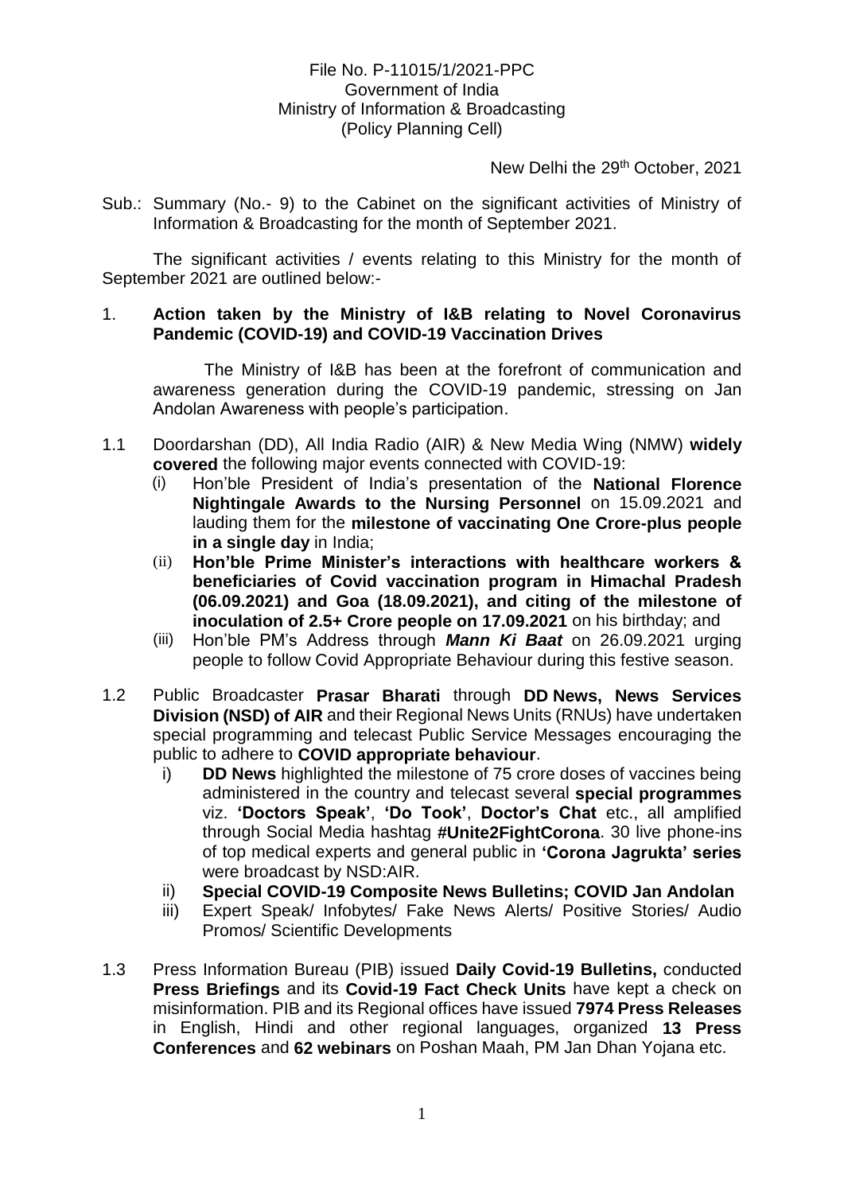File No. P-11015/1/2021-PPC
Government of India
Ministry of Information & Broadcasting
(Policy Planning Cell)

New Delhi the 29th October, 2021

Sub.: Summary (No.- 9) to the Cabinet on the significant activities of Ministry of Information & Broadcasting for the month of September 2021.

The significant activities / events relating to this Ministry for the month of September 2021 are outlined below:-

1. **Action taken by the Ministry of I&B relating to Novel Coronavirus Pandemic (COVID-19) and COVID-19 Vaccination Drives**

   The Ministry of I&B has been at the forefront of communication and awareness generation during the COVID-19 pandemic, stressing on Jan Andolan Awareness with people's participation.

1.1 Doordarshan (DD), All India Radio (AIR) & New Media Wing (NMW) **widely covered** the following major events connected with COVID-19:

   (i) Hon'ble President of India's presentation of the **National Florence Nightingale Awards to the Nursing Personnel** on 15.09.2021 and lauding them for the **milestone of vaccinating One Crore-plus people in a single day** in India;

   (ii) **Hon'ble Prime Minister's interactions with healthcare workers & beneficiaries of Covid vaccination program in Himachal Pradesh (06.09.2021) and Goa (18.09.2021), and citing of the milestone of inoculation of 2.5+ Crore people on 17.09.2021** on his birthday; and

   (iii) Hon'ble PM's Address through ***Mann Ki Baat*** on 26.09.2021 urging people to follow Covid Appropriate Behaviour during this festive season.

1.2 Public Broadcaster **Prasar Bharati** through **DD News, News Services Division (NSD) of AIR** and their Regional News Units (RNUs) have undertaken special programming and telecast Public Service Messages encouraging the public to adhere to **COVID appropriate behaviour**.

   i) **DD News** highlighted the milestone of 75 crore doses of vaccines being administered in the country and telecast several **special programmes** viz. **'Doctors Speak'**, **'Do Took'**, **Doctor's Chat** etc., all amplified through Social Media hashtag **#Unite2FightCorona**. 30 live phone-ins of top medical experts and general public in **'Corona Jagrukta' series** were broadcast by NSD:AIR.

   ii) **Special COVID-19 Composite News Bulletins; COVID Jan Andolan**

   iii) Expert Speak/ Infobytes/ Fake News Alerts/ Positive Stories/ Audio Promos/ Scientific Developments

1.3 Press Information Bureau (PIB) issued **Daily Covid-19 Bulletins,** conducted **Press Briefings** and its **Covid-19 Fact Check Units** have kept a check on misinformation. PIB and its Regional offices have issued **7974 Press Releases** in English, Hindi and other regional languages, organized **13 Press Conferences** and **62 webinars** on Poshan Maah, PM Jan Dhan Yojana etc.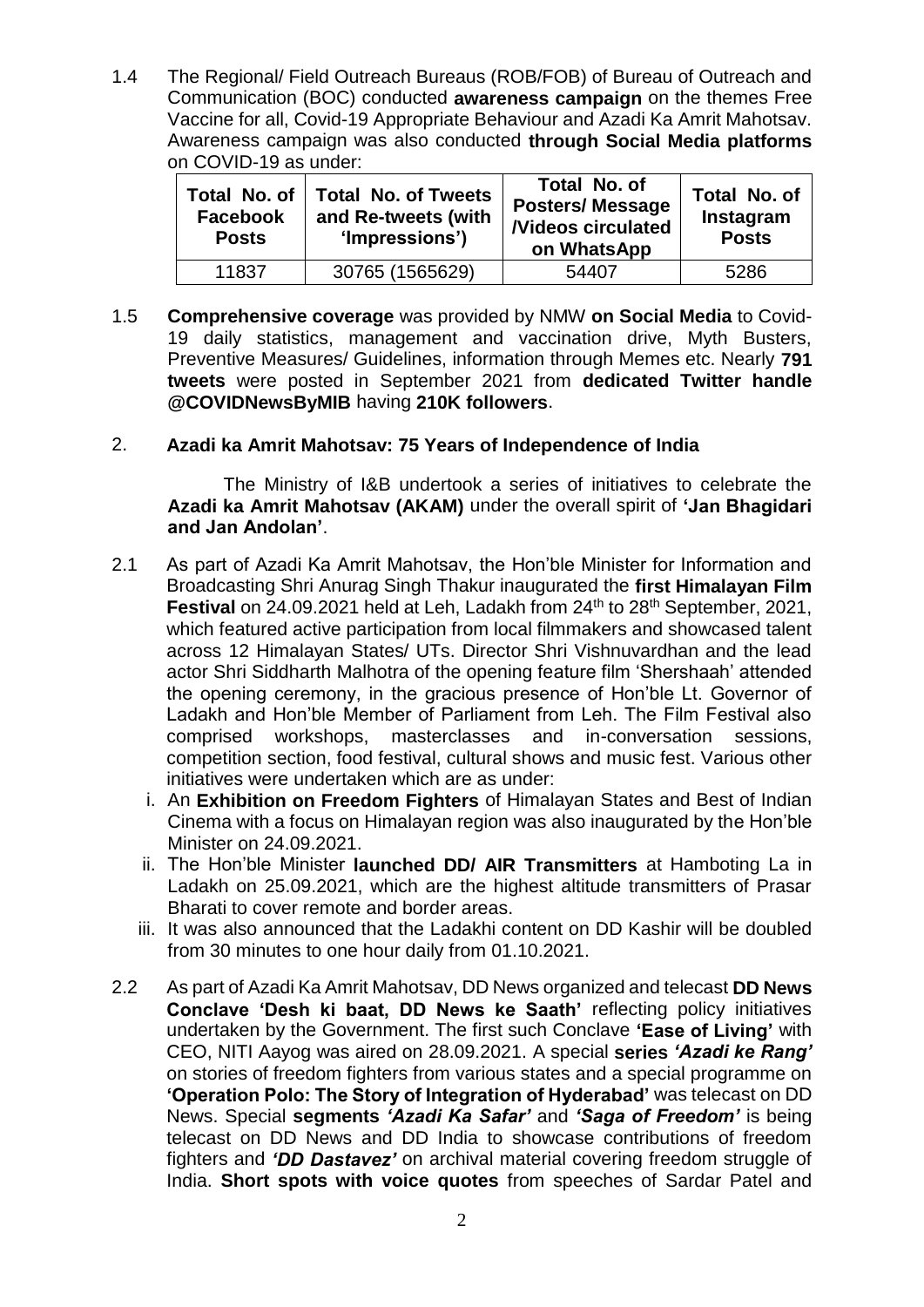1.4 The Regional/ Field Outreach Bureaus (ROB/FOB) of Bureau of Outreach and Communication (BOC) conducted **awareness campaign** on the themes Free Vaccine for all, Covid-19 Appropriate Behaviour and Azadi Ka Amrit Mahotsav. Awareness campaign was also conducted **through Social Media platforms** on COVID-19 as under:

| Total No. of Facebook Posts | Total No. of Tweets and Re-tweets (with 'Impressions') | Total No. of Posters/ Message /Videos circulated on WhatsApp | Total No. of Instagram Posts |
|---|---|---|---|
| 11837 | 30765 (1565629) | 54407 | 5286 |

1.5 **Comprehensive coverage** was provided by NMW **on Social Media** to Covid-19 daily statistics, management and vaccination drive, Myth Busters, Preventive Measures/ Guidelines, information through Memes etc. Nearly **791 tweets** were posted in September 2021 from **dedicated Twitter handle @COVIDNewsByMIB** having **210K followers**.

## 2. Azadi ka Amrit Mahotsav: 75 Years of Independence of India

The Ministry of I&B undertook a series of initiatives to celebrate the **Azadi ka Amrit Mahotsav (AKAM)** under the overall spirit of **'Jan Bhagidari and Jan Andolan'**.

2.1 As part of Azadi Ka Amrit Mahotsav, the Hon'ble Minister for Information and Broadcasting Shri Anurag Singh Thakur inaugurated the **first Himalayan Film Festival** on 24.09.2021 held at Leh, Ladakh from 24th to 28th September, 2021, which featured active participation from local filmmakers and showcased talent across 12 Himalayan States/ UTs. Director Shri Vishnuvardhan and the lead actor Shri Siddharth Malhotra of the opening feature film 'Shershaah' attended the opening ceremony, in the gracious presence of Hon'ble Lt. Governor of Ladakh and Hon'ble Member of Parliament from Leh. The Film Festival also comprised workshops, masterclasses and in-conversation sessions, competition section, food festival, cultural shows and music fest. Various other initiatives were undertaken which are as under:

i. An **Exhibition on Freedom Fighters** of Himalayan States and Best of Indian Cinema with a focus on Himalayan region was also inaugurated by the Hon'ble Minister on 24.09.2021.

ii. The Hon'ble Minister **launched DD/ AIR Transmitters** at Hamboting La in Ladakh on 25.09.2021, which are the highest altitude transmitters of Prasar Bharati to cover remote and border areas.

iii. It was also announced that the Ladakhi content on DD Kashir will be doubled from 30 minutes to one hour daily from 01.10.2021.

2.2 As part of Azadi Ka Amrit Mahotsav, DD News organized and telecast **DD News Conclave 'Desh ki baat, DD News ke Saath'** reflecting policy initiatives undertaken by the Government. The first such Conclave **'Ease of Living'** with CEO, NITI Aayog was aired on 28.09.2021. A special **series *'Azadi ke Rang'*** on stories of freedom fighters from various states and a special programme on **'Operation Polo: The Story of Integration of Hyderabad'** was telecast on DD News. Special **segments *'Azadi Ka Safar'*** and ***'Saga of Freedom'*** is being telecast on DD News and DD India to showcase contributions of freedom fighters and ***'DD Dastavez'*** on archival material covering freedom struggle of India. **Short spots with voice quotes** from speeches of Sardar Patel and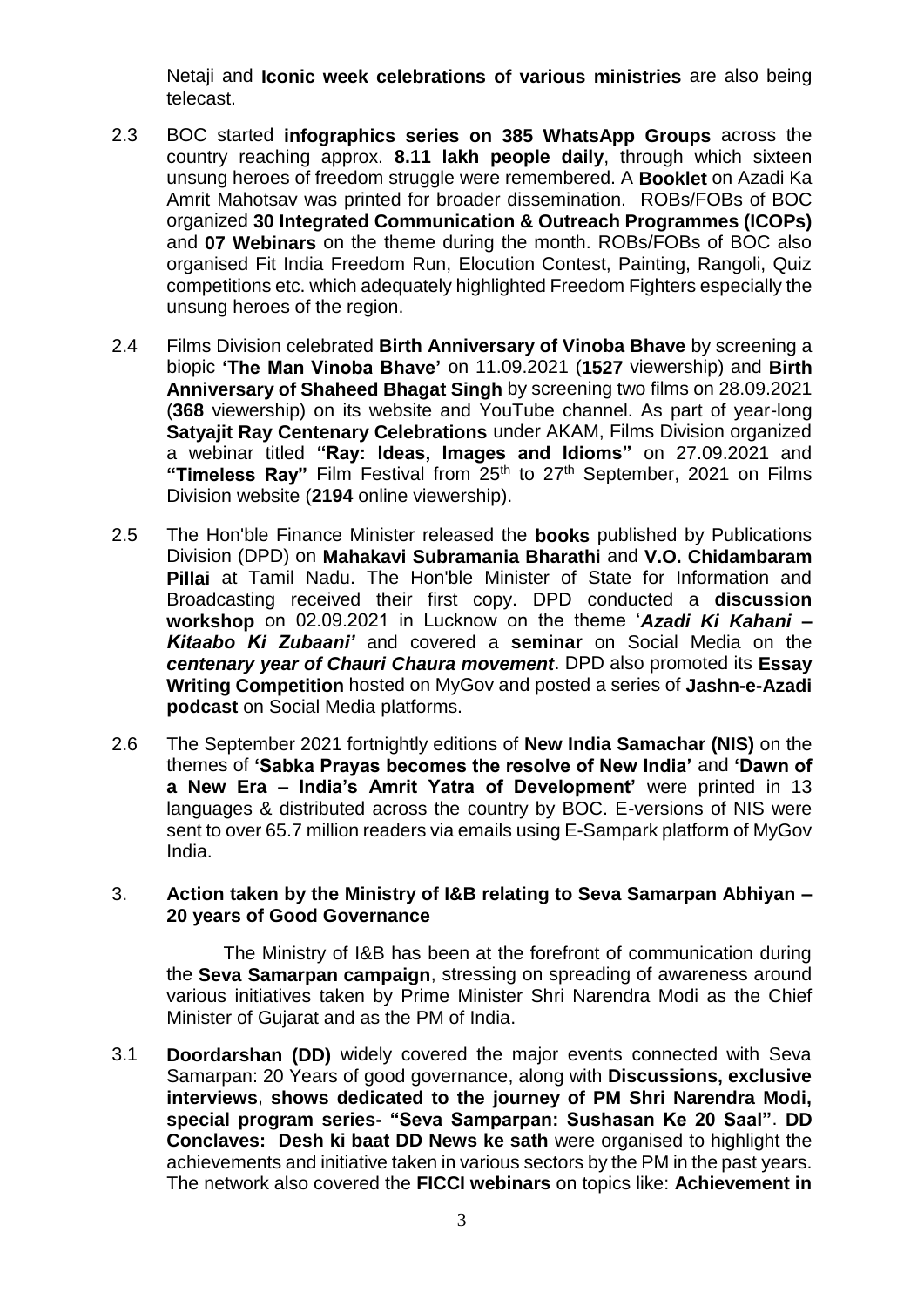Netaji and **Iconic week celebrations of various ministries** are also being telecast.

2.3 BOC started **infographics series on 385 WhatsApp Groups** across the country reaching approx. **8.11 lakh people daily**, through which sixteen unsung heroes of freedom struggle were remembered. A **Booklet** on Azadi Ka Amrit Mahotsav was printed for broader dissemination. ROBs/FOBs of BOC organized **30 Integrated Communication & Outreach Programmes (ICOPs)** and **07 Webinars** on the theme during the month. ROBs/FOBs of BOC also organised Fit India Freedom Run, Elocution Contest, Painting, Rangoli, Quiz competitions etc. which adequately highlighted Freedom Fighters especially the unsung heroes of the region.

2.4 Films Division celebrated **Birth Anniversary of Vinoba Bhave** by screening a biopic **'The Man Vinoba Bhave'** on 11.09.2021 (**1527** viewership) and **Birth Anniversary of Shaheed Bhagat Singh** by screening two films on 28.09.2021 (**368** viewership) on its website and YouTube channel. As part of year-long **Satyajit Ray Centenary Celebrations** under AKAM, Films Division organized a webinar titled **"Ray: Ideas, Images and Idioms"** on 27.09.2021 and **"Timeless Ray"** Film Festival from 25th to 27th September, 2021 on Films Division website (**2194** online viewership).

2.5 The Hon'ble Finance Minister released the **books** published by Publications Division (DPD) on **Mahakavi Subramania Bharathi** and **V.O. Chidambaram Pillai** at Tamil Nadu. The Hon'ble Minister of State for Information and Broadcasting received their first copy. DPD conducted a **discussion workshop** on 02.09.2021 in Lucknow on the theme '***Azadi Ki Kahani – Kitaabo Ki Zubaani'*** and covered a **seminar** on Social Media on the ***centenary year of Chauri Chaura movement***. DPD also promoted its **Essay Writing Competition** hosted on MyGov and posted a series of **Jashn-e-Azadi podcast** on Social Media platforms.

2.6 The September 2021 fortnightly editions of **New India Samachar (NIS)** on the themes of **'Sabka Prayas becomes the resolve of New India'** and **'Dawn of a New Era – India's Amrit Yatra of Development'** were printed in 13 languages & distributed across the country by BOC. E-versions of NIS were sent to over 65.7 million readers via emails using E-Sampark platform of MyGov India.

### 3. Action taken by the Ministry of I&B relating to Seva Samarpan Abhiyan – 20 years of Good Governance

The Ministry of I&B has been at the forefront of communication during the **Seva Samarpan campaign**, stressing on spreading of awareness around various initiatives taken by Prime Minister Shri Narendra Modi as the Chief Minister of Gujarat and as the PM of India.

3.1 **Doordarshan (DD)** widely covered the major events connected with Seva Samarpan: 20 Years of good governance, along with **Discussions, exclusive interviews**, **shows dedicated to the journey of PM Shri Narendra Modi, special program series- "Seva Samparpan: Sushasan Ke 20 Saal"**. **DD Conclaves: Desh ki baat DD News ke sath** were organised to highlight the achievements and initiative taken in various sectors by the PM in the past years. The network also covered the **FICCI webinars** on topics like: **Achievement in**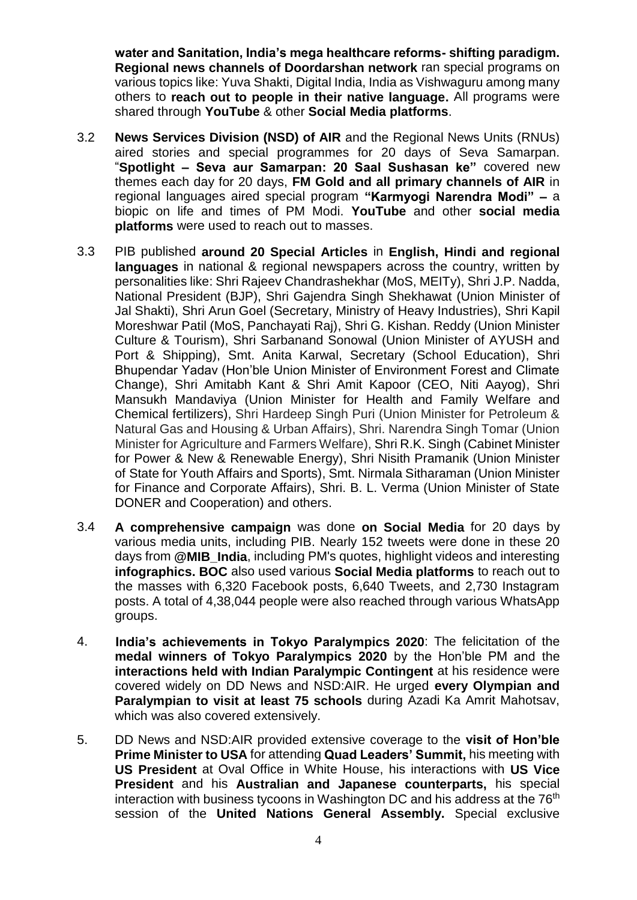**water and Sanitation, India's mega healthcare reforms- shifting paradigm. Regional news channels of Doordarshan network** ran special programs on various topics like: Yuva Shakti, Digital India, India as Vishwaguru among many others to **reach out to people in their native language.** All programs were shared through **YouTube** & other **Social Media platforms**.

3.2 **News Services Division (NSD) of AIR** and the Regional News Units (RNUs) aired stories and special programmes for 20 days of Seva Samarpan. "**Spotlight – Seva aur Samarpan: 20 Saal Sushasan ke"** covered new themes each day for 20 days, **FM Gold and all primary channels of AIR** in regional languages aired special program **"Karmyogi Narendra Modi" –** a biopic on life and times of PM Modi. **YouTube** and other **social media platforms** were used to reach out to masses.

3.3 PIB published **around 20 Special Articles** in **English, Hindi and regional languages** in national & regional newspapers across the country, written by personalities like: Shri Rajeev Chandrashekhar (MoS, MEITy), Shri J.P. Nadda, National President (BJP), Shri Gajendra Singh Shekhawat (Union Minister of Jal Shakti), Shri Arun Goel (Secretary, Ministry of Heavy Industries), Shri Kapil Moreshwar Patil (MoS, Panchayati Raj), Shri G. Kishan. Reddy (Union Minister Culture & Tourism), Shri Sarbanand Sonowal (Union Minister of AYUSH and Port & Shipping), Smt. Anita Karwal, Secretary (School Education), Shri Bhupendar Yadav (Hon'ble Union Minister of Environment Forest and Climate Change), Shri Amitabh Kant & Shri Amit Kapoor (CEO, Niti Aayog), Shri Mansukh Mandaviya (Union Minister for Health and Family Welfare and Chemical fertilizers), Shri Hardeep Singh Puri (Union Minister for Petroleum & Natural Gas and Housing & Urban Affairs), Shri. Narendra Singh Tomar (Union Minister for Agriculture and Farmers Welfare), Shri R.K. Singh (Cabinet Minister for Power & New & Renewable Energy), Shri Nisith Pramanik (Union Minister of State for Youth Affairs and Sports), Smt. Nirmala Sitharaman (Union Minister for Finance and Corporate Affairs), Shri. B. L. Verma (Union Minister of State DONER and Cooperation) and others.

3.4 **A comprehensive campaign** was done **on Social Media** for 20 days by various media units, including PIB. Nearly 152 tweets were done in these 20 days from **@MIB_India**, including PM's quotes, highlight videos and interesting **infographics. BOC** also used various **Social Media platforms** to reach out to the masses with 6,320 Facebook posts, 6,640 Tweets, and 2,730 Instagram posts. A total of 4,38,044 people were also reached through various WhatsApp groups.

4. **India's achievements in Tokyo Paralympics 2020**: The felicitation of the **medal winners of Tokyo Paralympics 2020** by the Hon'ble PM and the **interactions held with Indian Paralympic Contingent** at his residence were covered widely on DD News and NSD:AIR. He urged **every Olympian and Paralympian to visit at least 75 schools** during Azadi Ka Amrit Mahotsav, which was also covered extensively.

5. DD News and NSD:AIR provided extensive coverage to the **visit of Hon'ble Prime Minister to USA** for attending **Quad Leaders' Summit,** his meeting with **US President** at Oval Office in White House, his interactions with **US Vice President** and his **Australian and Japanese counterparts,** his special interaction with business tycoons in Washington DC and his address at the 76th session of the **United Nations General Assembly.** Special exclusive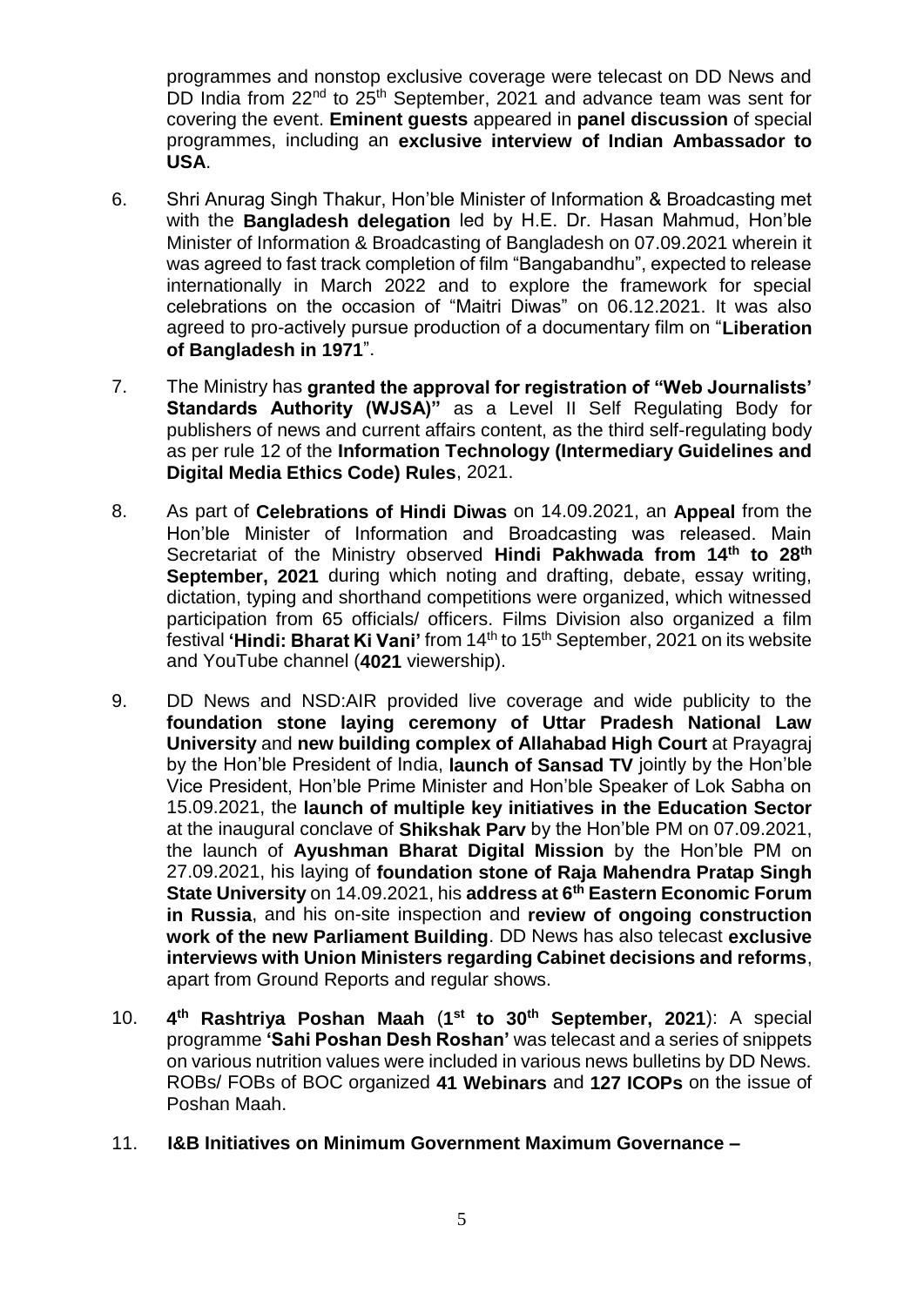programmes and nonstop exclusive coverage were telecast on DD News and DD India from 22nd to 25th September, 2021 and advance team was sent for covering the event. **Eminent guests** appeared in **panel discussion** of special programmes, including an **exclusive interview of Indian Ambassador to USA**.

6. Shri Anurag Singh Thakur, Hon'ble Minister of Information & Broadcasting met with the **Bangladesh delegation** led by H.E. Dr. Hasan Mahmud, Hon'ble Minister of Information & Broadcasting of Bangladesh on 07.09.2021 wherein it was agreed to fast track completion of film "Bangabandhu", expected to release internationally in March 2022 and to explore the framework for special celebrations on the occasion of "Maitri Diwas" on 06.12.2021. It was also agreed to pro-actively pursue production of a documentary film on "**Liberation of Bangladesh in 1971**".

7. The Ministry has **granted the approval for registration of "Web Journalists' Standards Authority (WJSA)"** as a Level II Self Regulating Body for publishers of news and current affairs content, as the third self-regulating body as per rule 12 of the **Information Technology (Intermediary Guidelines and Digital Media Ethics Code) Rules**, 2021.

8. As part of **Celebrations of Hindi Diwas** on 14.09.2021, an **Appeal** from the Hon'ble Minister of Information and Broadcasting was released. Main Secretariat of the Ministry observed **Hindi Pakhwada from 14th to 28th September, 2021** during which noting and drafting, debate, essay writing, dictation, typing and shorthand competitions were organized, which witnessed participation from 65 officials/ officers. Films Division also organized a film festival **'Hindi: Bharat Ki Vani'** from 14th to 15th September, 2021 on its website and YouTube channel (**4021** viewership).

9. DD News and NSD:AIR provided live coverage and wide publicity to the **foundation stone laying ceremony of Uttar Pradesh National Law University** and **new building complex of Allahabad High Court** at Prayagraj by the Hon'ble President of India, **launch of Sansad TV** jointly by the Hon'ble Vice President, Hon'ble Prime Minister and Hon'ble Speaker of Lok Sabha on 15.09.2021, the **launch of multiple key initiatives in the Education Sector** at the inaugural conclave of **Shikshak Parv** by the Hon'ble PM on 07.09.2021, the launch of **Ayushman Bharat Digital Mission** by the Hon'ble PM on 27.09.2021, his laying of **foundation stone of Raja Mahendra Pratap Singh State University** on 14.09.2021, his **address at 6th Eastern Economic Forum in Russia**, and his on-site inspection and **review of ongoing construction work of the new Parliament Building**. DD News has also telecast **exclusive interviews with Union Ministers regarding Cabinet decisions and reforms**, apart from Ground Reports and regular shows.

10. **4th Rashtriya Poshan Maah** (**1st to 30th September, 2021**): A special programme **'Sahi Poshan Desh Roshan'** was telecast and a series of snippets on various nutrition values were included in various news bulletins by DD News. ROBs/ FOBs of BOC organized **41 Webinars** and **127 ICOPs** on the issue of Poshan Maah.

11. **I&B Initiatives on Minimum Government Maximum Governance –**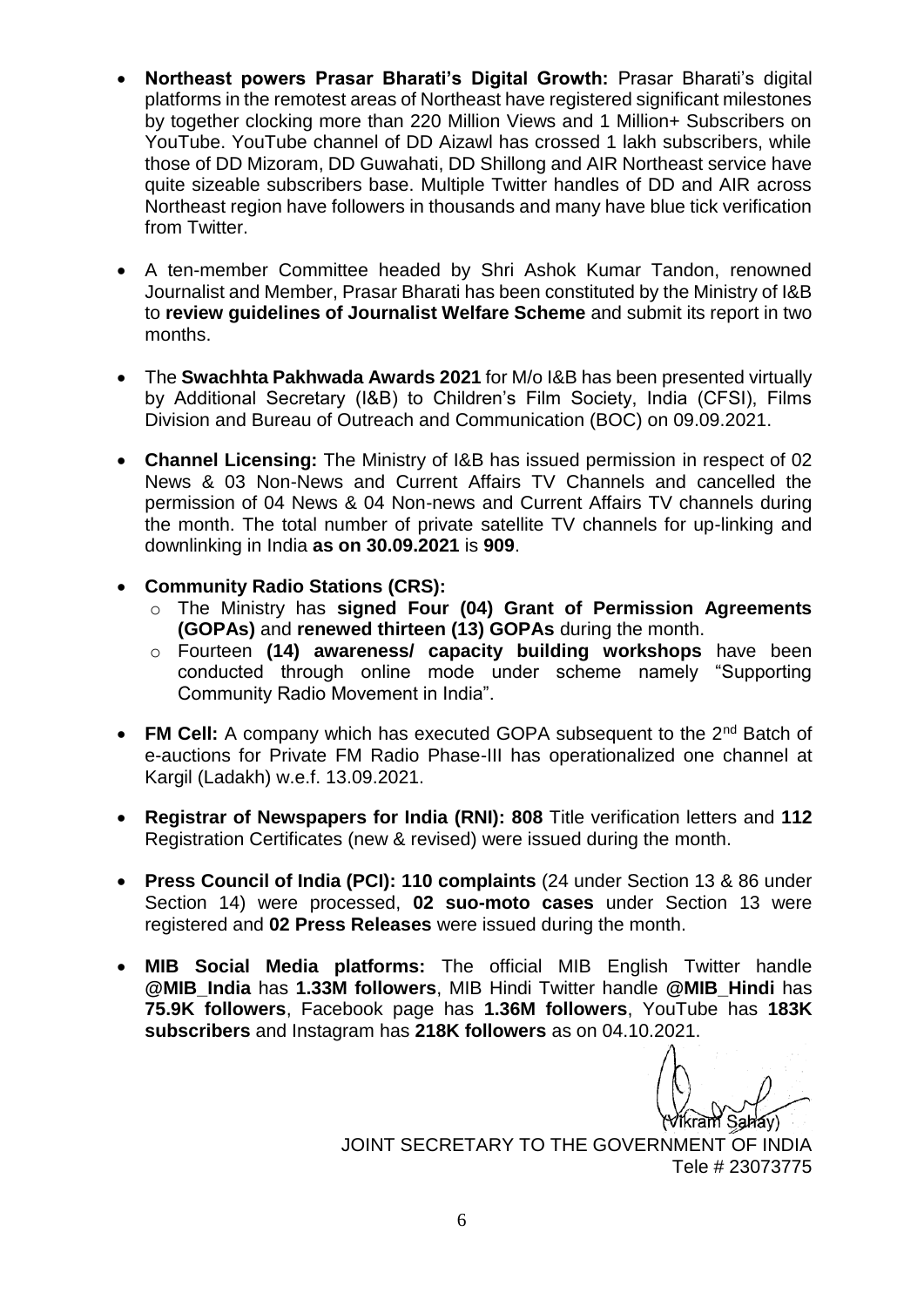- **Northeast powers Prasar Bharati's Digital Growth:** Prasar Bharati's digital platforms in the remotest areas of Northeast have registered significant milestones by together clocking more than 220 Million Views and 1 Million+ Subscribers on YouTube. YouTube channel of DD Aizawl has crossed 1 lakh subscribers, while those of DD Mizoram, DD Guwahati, DD Shillong and AIR Northeast service have quite sizeable subscribers base. Multiple Twitter handles of DD and AIR across Northeast region have followers in thousands and many have blue tick verification from Twitter.

- A ten-member Committee headed by Shri Ashok Kumar Tandon, renowned Journalist and Member, Prasar Bharati has been constituted by the Ministry of I&B to **review guidelines of Journalist Welfare Scheme** and submit its report in two months.

- The **Swachhta Pakhwada Awards 2021** for M/o I&B has been presented virtually by Additional Secretary (I&B) to Children's Film Society, India (CFSI), Films Division and Bureau of Outreach and Communication (BOC) on 09.09.2021.

- **Channel Licensing:** The Ministry of I&B has issued permission in respect of 02 News & 03 Non-News and Current Affairs TV Channels and cancelled the permission of 04 News & 04 Non-news and Current Affairs TV channels during the month. The total number of private satellite TV channels for up-linking and downlinking in India **as on 30.09.2021** is **909**.

- **Community Radio Stations (CRS):**
  - The Ministry has **signed Four (04) Grant of Permission Agreements (GOPAs)** and **renewed thirteen (13) GOPAs** during the month.
  - Fourteen **(14) awareness/ capacity building workshops** have been conducted through online mode under scheme namely "Supporting Community Radio Movement in India".

- **FM Cell:** A company which has executed GOPA subsequent to the 2nd Batch of e-auctions for Private FM Radio Phase-III has operationalized one channel at Kargil (Ladakh) w.e.f. 13.09.2021.

- **Registrar of Newspapers for India (RNI): 808** Title verification letters and **112** Registration Certificates (new & revised) were issued during the month.

- **Press Council of India (PCI): 110 complaints** (24 under Section 13 & 86 under Section 14) were processed, **02 suo-moto cases** under Section 13 were registered and **02 Press Releases** were issued during the month.

- **MIB Social Media platforms:** The official MIB English Twitter handle **@MIB_India** has **1.33M followers**, MIB Hindi Twitter handle **@MIB_Hindi** has **75.9K followers**, Facebook page has **1.36M followers**, YouTube has **183K subscribers** and Instagram has **218K followers** as on 04.10.2021.

(Vikram Sahay)
JOINT SECRETARY TO THE GOVERNMENT OF INDIA
Tele # 23073775